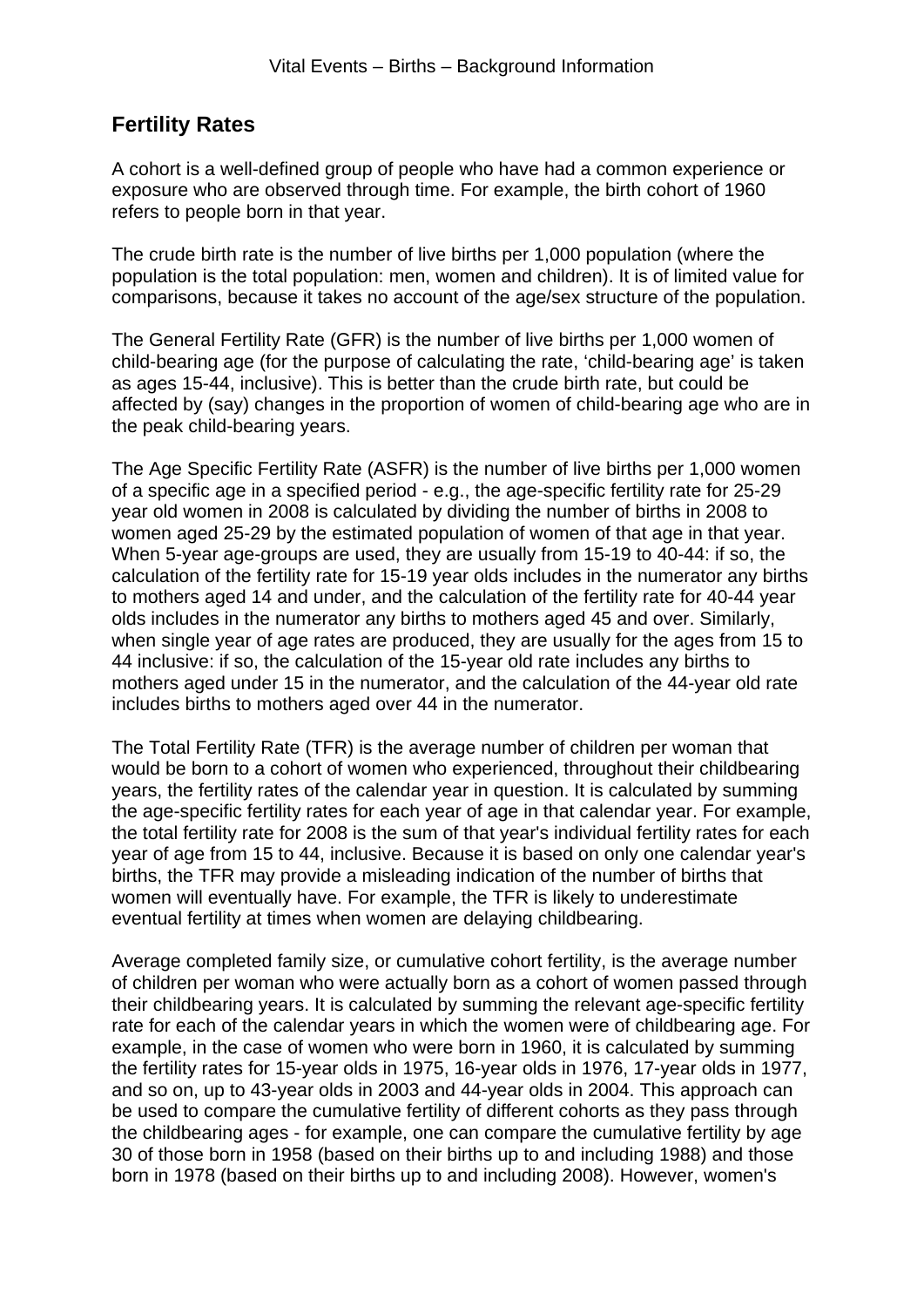## Fertility Rates

A cohort is a well-defined group of people who have had a common experience or exposure who are observed through time. For example, the birth cohort of 1960 refers to people born in that year.

The crude birth rate is the number of live births per 1,000 population (where the population is the total population: men, women and children). It is of limited value for comparisons, because it takes no account of the age/sex structure of the population.

The General Fertility Rate (GFR) is the number of live births per 1,000 women of child-bearing age (for the purpose of calculating the rate, 'child-bearing age' is taken as ages 15-44, inclusive). This is better than the crude birth rate, but could be affected by (say) changes in the proportion of women of child-bearing age who are in the peak child-bearing years.

The Age Specific Fertility Rate (ASFR) is the number of live births per 1,000 women of a specific age in a specified period - e.g., the age-specific fertility rate for 25-29 year old women in 2008 is calculated by dividing the number of births in 2008 to women aged 25-29 by the estimated population of women of that age in that year. When 5-year age-groups are used, they are usually from 15-19 to 40-44: if so, the calculation of the fertility rate for 15-19 year olds includes in the numerator any births to mothers aged 14 and under, and the calculation of the fertility rate for 40-44 year olds includes in the numerator any births to mothers aged 45 and over. Similarly, when single year of age rates are produced, they are usually for the ages from 15 to 44 inclusive: if so, the calculation of the 15-year old rate includes any births to mothers aged under 15 in the numerator, and the calculation of the 44-year old rate includes births to mothers aged over 44 in the numerator.

The Total Fertility Rate (TFR) is the average number of children per woman that would be born to a cohort of women who experienced, throughout their childbearing years, the fertility rates of the calendar year in question. It is calculated by summing the age-specific fertility rates for each year of age in that calendar year. For example, the total fertility rate for 2008 is the sum of that year's individual fertility rates for each year of age from 15 to 44, inclusive. Because it is based on only one calendar year's births, the TFR may provide a misleading indication of the number of births that women will eventually have. For example, the TFR is likely to underestimate eventual fertility at times when women are delaying childbearing.

Average completed family size, or cumulative cohort fertility, is the average number of children per woman who were actually born as a cohort of women passed through their childbearing years. It is calculated by summing the relevant age-specific fertility rate for each of the calendar years in which the women were of childbearing age. For example, in the case of women who were born in 1960, it is calculated by summing the fertility rates for 15-year olds in 1975, 16-year olds in 1976, 17-year olds in 1977, and so on, up to 43-year olds in 2003 and 44-year olds in 2004. This approach can be used to compare the cumulative fertility of different cohorts as they pass through the childbearing ages - for example, one can compare the cumulative fertility by age 30 of those born in 1958 (based on their births up to and including 1988) and those born in 1978 (based on their births up to and including 2008). However, women's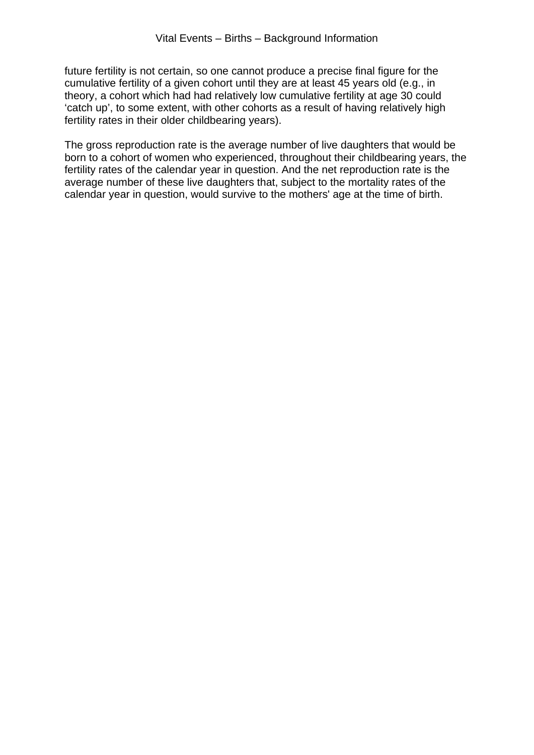future fertility is not certain, so one cannot produce a precise final figure for the cumulative fertility of a given cohort until they are at least 45 years old (e.g., in theory, a cohort which had had relatively low cumulative fertility at age 30 could ‘catch up’, to some extent, with other cohorts as a result of having relatively high fertility rates in their older childbearing years).

The gross reproduction rate is the average number of live daughters that would be born to a cohort of women who experienced, throughout their childbearing years, the fertility rates of the calendar year in question. And the net reproduction rate is the average number of these live daughters that, subject to the mortality rates of the calendar year in question, would survive to the mothers' age at the time of birth.